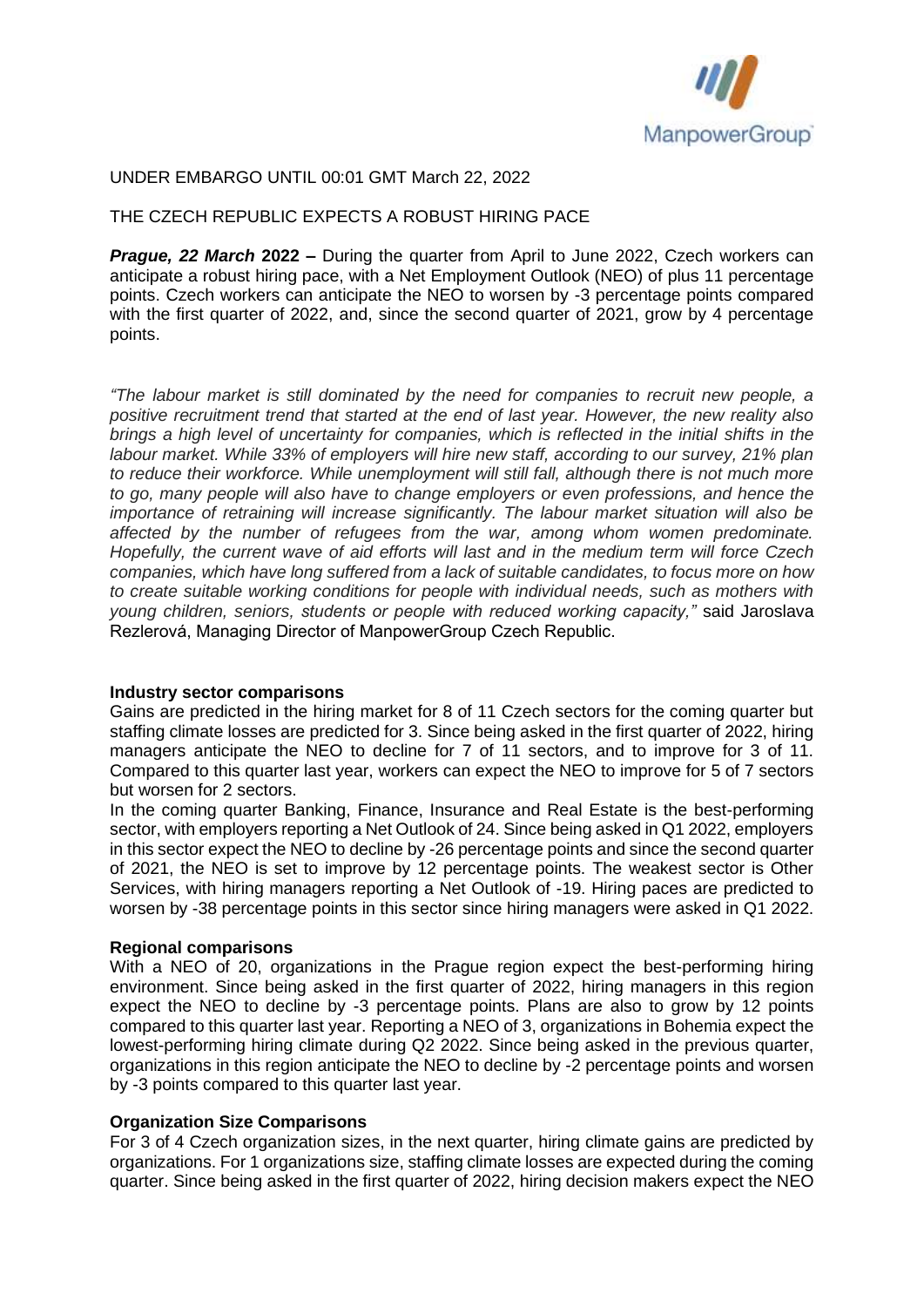UNDER EMBARGO UNTIL 00:01 GMT March 22, 2022

THE CZECH REPUBLIC EXPECTS A ROBUST HIRING PACE

***Prague, 22 March*** **2022 –** During the quarter from April to June 2022, Czech workers can anticipate a robust hiring pace, with a Net Employment Outlook (NEO) of plus 11 percentage points. Czech workers can anticipate the NEO to worsen by -3 percentage points compared with the first quarter of 2022, and, since the second quarter of 2021, grow by 4 percentage points.

*"The labour market is still dominated by the need for companies to recruit new people, a positive recruitment trend that started at the end of last year. However, the new reality also brings a high level of uncertainty for companies, which is reflected in the initial shifts in the labour market. While 33% of employers will hire new staff, according to our survey, 21% plan to reduce their workforce. While unemployment will still fall, although there is not much more to go, many people will also have to change employers or even professions, and hence the importance of retraining will increase significantly. The labour market situation will also be affected by the number of refugees from the war, among whom women predominate. Hopefully, the current wave of aid efforts will last and in the medium term will force Czech companies, which have long suffered from a lack of suitable candidates, to focus more on how to create suitable working conditions for people with individual needs, such as mothers with young children, seniors, students or people with reduced working capacity,"* said Jaroslava Rezlerová, Managing Director of ManpowerGroup Czech Republic.

**Industry sector comparisons**

Gains are predicted in the hiring market for 8 of 11 Czech sectors for the coming quarter but staffing climate losses are predicted for 3. Since being asked in the first quarter of 2022, hiring managers anticipate the NEO to decline for 7 of 11 sectors, and to improve for 3 of 11. Compared to this quarter last year, workers can expect the NEO to improve for 5 of 7 sectors but worsen for 2 sectors.

In the coming quarter Banking, Finance, Insurance and Real Estate is the best-performing sector, with employers reporting a Net Outlook of 24. Since being asked in Q1 2022, employers in this sector expect the NEO to decline by -26 percentage points and since the second quarter of 2021, the NEO is set to improve by 12 percentage points. The weakest sector is Other Services, with hiring managers reporting a Net Outlook of -19. Hiring paces are predicted to worsen by -38 percentage points in this sector since hiring managers were asked in Q1 2022.

**Regional comparisons**

With a NEO of 20, organizations in the Prague region expect the best-performing hiring environment. Since being asked in the first quarter of 2022, hiring managers in this region expect the NEO to decline by -3 percentage points. Plans are also to grow by 12 points compared to this quarter last year. Reporting a NEO of 3, organizations in Bohemia expect the lowest-performing hiring climate during Q2 2022. Since being asked in the previous quarter, organizations in this region anticipate the NEO to decline by -2 percentage points and worsen by -3 points compared to this quarter last year.

**Organization Size Comparisons**

For 3 of 4 Czech organization sizes, in the next quarter, hiring climate gains are predicted by organizations. For 1 organizations size, staffing climate losses are expected during the coming quarter. Since being asked in the first quarter of 2022, hiring decision makers expect the NEO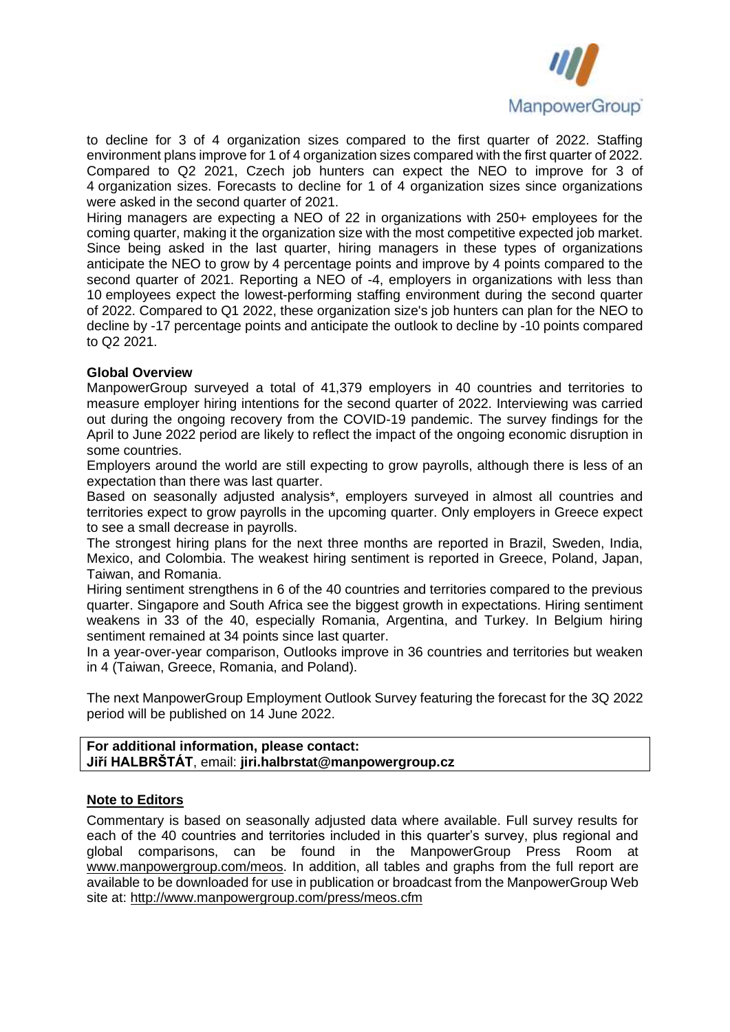to decline for 3 of 4 organization sizes compared to the first quarter of 2022. Staffing environment plans improve for 1 of 4 organization sizes compared with the first quarter of 2022. Compared to Q2 2021, Czech job hunters can expect the NEO to improve for 3 of 4 organization sizes. Forecasts to decline for 1 of 4 organization sizes since organizations were asked in the second quarter of 2021.

Hiring managers are expecting a NEO of 22 in organizations with 250+ employees for the coming quarter, making it the organization size with the most competitive expected job market. Since being asked in the last quarter, hiring managers in these types of organizations anticipate the NEO to grow by 4 percentage points and improve by 4 points compared to the second quarter of 2021. Reporting a NEO of -4, employers in organizations with less than 10 employees expect the lowest-performing staffing environment during the second quarter of 2022. Compared to Q1 2022, these organization size's job hunters can plan for the NEO to decline by -17 percentage points and anticipate the outlook to decline by -10 points compared to Q2 2021.

**Global Overview**

ManpowerGroup surveyed a total of 41,379 employers in 40 countries and territories to measure employer hiring intentions for the second quarter of 2022. Interviewing was carried out during the ongoing recovery from the COVID-19 pandemic. The survey findings for the April to June 2022 period are likely to reflect the impact of the ongoing economic disruption in some countries.

Employers around the world are still expecting to grow payrolls, although there is less of an expectation than there was last quarter.

Based on seasonally adjusted analysis*, employers surveyed in almost all countries and territories expect to grow payrolls in the upcoming quarter. Only employers in Greece expect to see a small decrease in payrolls.

The strongest hiring plans for the next three months are reported in Brazil, Sweden, India, Mexico, and Colombia. The weakest hiring sentiment is reported in Greece, Poland, Japan, Taiwan, and Romania.

Hiring sentiment strengthens in 6 of the 40 countries and territories compared to the previous quarter. Singapore and South Africa see the biggest growth in expectations. Hiring sentiment weakens in 33 of the 40, especially Romania, Argentina, and Turkey. In Belgium hiring sentiment remained at 34 points since last quarter.

In a year-over-year comparison, Outlooks improve in 36 countries and territories but weaken in 4 (Taiwan, Greece, Romania, and Poland).

The next ManpowerGroup Employment Outlook Survey featuring the forecast for the 3Q 2022 period will be published on 14 June 2022.

**For additional information, please contact:**
**Jiří HALBRŠTÁT**, email: **jiri.halbrstat@manpowergroup.cz**

## Note to Editors

Commentary is based on seasonally adjusted data where available. Full survey results for each of the 40 countries and territories included in this quarter's survey, plus regional and global comparisons, can be found in the ManpowerGroup Press Room at www.manpowergroup.com/meos. In addition, all tables and graphs from the full report are available to be downloaded for use in publication or broadcast from the ManpowerGroup Web site at: http://www.manpowergroup.com/press/meos.cfm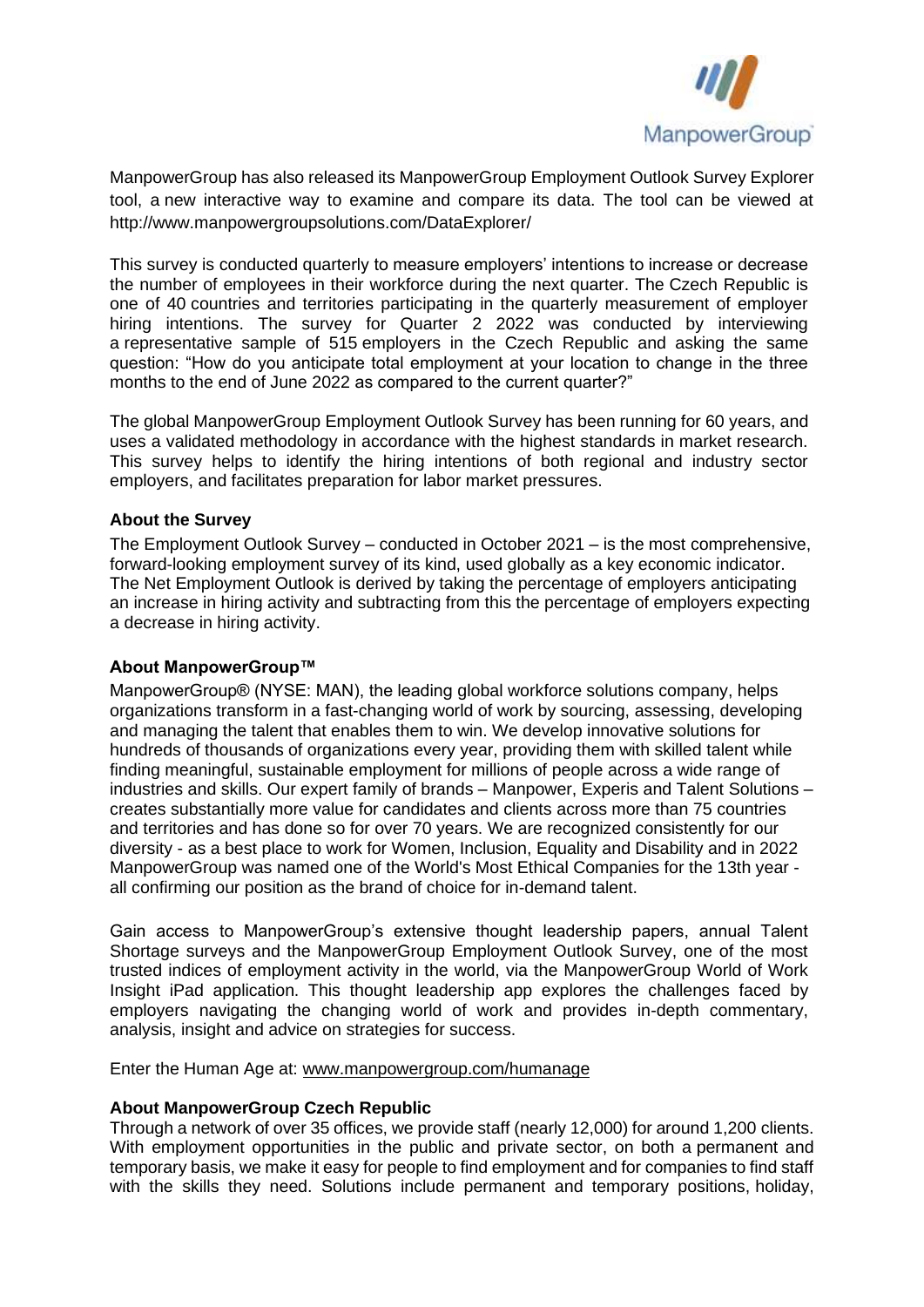ManpowerGroup has also released its ManpowerGroup Employment Outlook Survey Explorer tool, a new interactive way to examine and compare its data. The tool can be viewed at http://www.manpowergroupsolutions.com/DataExplorer/

This survey is conducted quarterly to measure employers' intentions to increase or decrease the number of employees in their workforce during the next quarter. The Czech Republic is one of 40 countries and territories participating in the quarterly measurement of employer hiring intentions. The survey for Quarter 2 2022 was conducted by interviewing a representative sample of 515 employers in the Czech Republic and asking the same question: "How do you anticipate total employment at your location to change in the three months to the end of June 2022 as compared to the current quarter?"

The global ManpowerGroup Employment Outlook Survey has been running for 60 years, and uses a validated methodology in accordance with the highest standards in market research. This survey helps to identify the hiring intentions of both regional and industry sector employers, and facilitates preparation for labor market pressures.

**About the Survey**

The Employment Outlook Survey – conducted in October 2021 – is the most comprehensive, forward-looking employment survey of its kind, used globally as a key economic indicator. The Net Employment Outlook is derived by taking the percentage of employers anticipating an increase in hiring activity and subtracting from this the percentage of employers expecting a decrease in hiring activity.

**About ManpowerGroup™**

ManpowerGroup® (NYSE: MAN), the leading global workforce solutions company, helps organizations transform in a fast-changing world of work by sourcing, assessing, developing and managing the talent that enables them to win. We develop innovative solutions for hundreds of thousands of organizations every year, providing them with skilled talent while finding meaningful, sustainable employment for millions of people across a wide range of industries and skills. Our expert family of brands – Manpower, Experis and Talent Solutions – creates substantially more value for candidates and clients across more than 75 countries and territories and has done so for over 70 years. We are recognized consistently for our diversity - as a best place to work for Women, Inclusion, Equality and Disability and in 2022 ManpowerGroup was named one of the World's Most Ethical Companies for the 13th year - all confirming our position as the brand of choice for in-demand talent.

Gain access to ManpowerGroup's extensive thought leadership papers, annual Talent Shortage surveys and the ManpowerGroup Employment Outlook Survey, one of the most trusted indices of employment activity in the world, via the ManpowerGroup World of Work Insight iPad application. This thought leadership app explores the challenges faced by employers navigating the changing world of work and provides in-depth commentary, analysis, insight and advice on strategies for success.

Enter the Human Age at: www.manpowergroup.com/humanage

**About ManpowerGroup Czech Republic**

Through a network of over 35 offices, we provide staff (nearly 12,000) for around 1,200 clients. With employment opportunities in the public and private sector, on both a permanent and temporary basis, we make it easy for people to find employment and for companies to find staff with the skills they need. Solutions include permanent and temporary positions, holiday,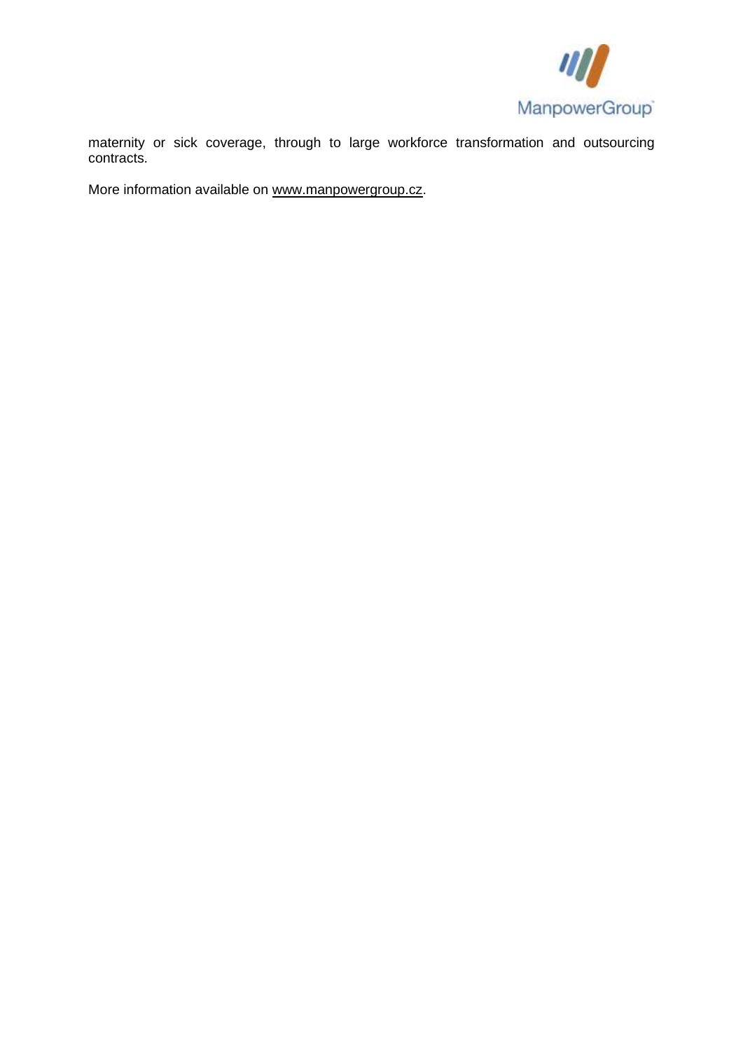maternity or sick coverage, through to large workforce transformation and outsourcing contracts.

More information available on www.manpowergroup.cz.